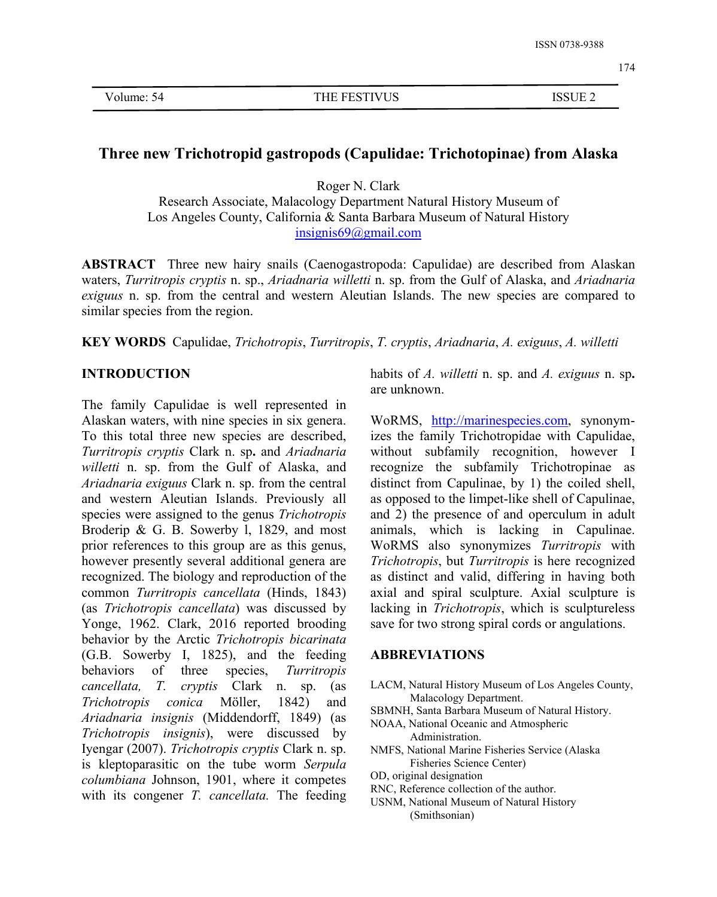# Three new Trichotropid gastropods (Capulidae: Trichotopinae) from Alaska

Roger N. Clark
Research Associate, Malacology Department Natural History Museum of
Los Angeles County, California & Santa Barbara Museum of Natural History
insignis69@gmail.com

**ABSTRACT** Three new hairy snails (Caenogastropoda: Capulidae) are described from Alaskan waters, *Turritropis cryptis* n. sp., *Ariadnaria willetti* n. sp. from the Gulf of Alaska, and *Ariadnaria exiguus* n. sp. from the central and western Aleutian Islands. The new species are compared to similar species from the region.

**KEY WORDS** Capulidae, *Trichotropis*, *Turritropis*, *T. cryptis*, *Ariadnaria*, *A. exiguus*, *A. willetti*

## INTRODUCTION

The family Capulidae is well represented in Alaskan waters, with nine species in six genera. To this total three new species are described, *Turritropis cryptis* Clark n. sp**.** and *Ariadnaria willetti* n. sp. from the Gulf of Alaska, and *Ariadnaria exiguus* Clark n. sp. from the central and western Aleutian Islands. Previously all species were assigned to the genus *Trichotropis* Broderip & G. B. Sowerby l, 1829, and most prior references to this group are as this genus, however presently several additional genera are recognized. The biology and reproduction of the common *Turritropis cancellata* (Hinds, 1843) (as *Trichotropis cancellata*) was discussed by Yonge, 1962. Clark, 2016 reported brooding behavior by the Arctic *Trichotropis bicarinata* (G.B. Sowerby I, 1825), and the feeding behaviors of three species, *Turritropis cancellata, T. cryptis* Clark n. sp. (as *Trichotropis conica* Möller, 1842) and *Ariadnaria insignis* (Middendorff, 1849) (as *Trichotropis insignis*), were discussed by Iyengar (2007). *Trichotropis cryptis* Clark n. sp. is kleptoparasitic on the tube worm *Serpula columbiana* Johnson, 1901, where it competes with its congener *T. cancellata.* The feeding habits of *A. willetti* n. sp. and *A. exiguus* n. sp**.** are unknown.

WoRMS, http://marinespecies.com, synonymizes the family Trichotropidae with Capulidae, without subfamily recognition, however I recognize the subfamily Trichotropinae as distinct from Capulinae, by 1) the coiled shell, as opposed to the limpet-like shell of Capulinae, and 2) the presence of and operculum in adult animals, which is lacking in Capulinae. WoRMS also synonymizes *Turritropis* with *Trichotropis*, but *Turritropis* is here recognized as distinct and valid, differing in having both axial and spiral sculpture. Axial sculpture is lacking in *Trichotropis*, which is sculptureless save for two strong spiral cords or angulations.

## ABBREVIATIONS

LACM, Natural History Museum of Los Angeles County, Malacology Department.
SBMNH, Santa Barbara Museum of Natural History.
NOAA, National Oceanic and Atmospheric Administration.
NMFS, National Marine Fisheries Service (Alaska Fisheries Science Center)
OD, original designation
RNC, Reference collection of the author.
USNM, National Museum of Natural History (Smithsonian)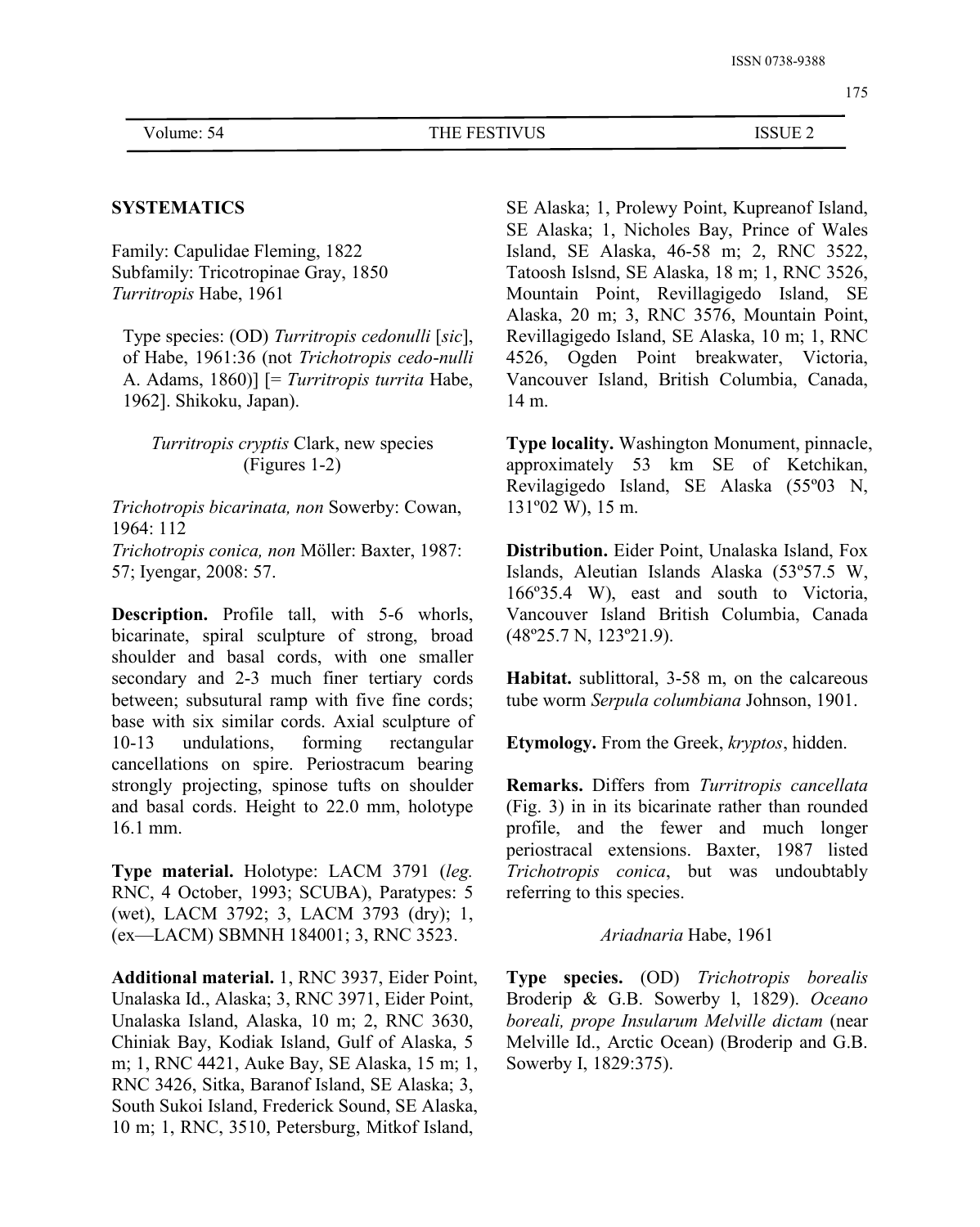**SYSTEMATICS**

Family: Capulidae Fleming, 1822
Subfamily: Tricotropinae Gray, 1850
*Turritropis* Habe, 1961

> Type species: (OD) *Turritropis cedonulli* [*sic*], of Habe, 1961:36 (not *Trichotropis cedo-nulli* A. Adams, 1860)] [= *Turritropis turrita* Habe, 1962]. Shikoku, Japan).

*Turritropis cryptis* Clark, new species
(Figures 1-2)

*Trichotropis bicarinata, non* Sowerby: Cowan, 1964: 112
*Trichotropis conica, non* Möller: Baxter, 1987: 57; Iyengar, 2008: 57.

**Description.** Profile tall, with 5-6 whorls, bicarinate, spiral sculpture of strong, broad shoulder and basal cords, with one smaller secondary and 2-3 much finer tertiary cords between; subsutural ramp with five fine cords; base with six similar cords. Axial sculpture of 10-13 undulations, forming rectangular cancellations on spire. Periostracum bearing strongly projecting, spinose tufts on shoulder and basal cords. Height to 22.0 mm, holotype 16.1 mm.

**Type material.** Holotype: LACM 3791 (*leg.* RNC, 4 October, 1993; SCUBA), Paratypes: 5 (wet), LACM 3792; 3, LACM 3793 (dry); 1, (ex—LACM) SBMNH 184001; 3, RNC 3523.

**Additional material.** 1, RNC 3937, Eider Point, Unalaska Id., Alaska; 3, RNC 3971, Eider Point, Unalaska Island, Alaska, 10 m; 2, RNC 3630, Chiniak Bay, Kodiak Island, Gulf of Alaska, 5 m; 1, RNC 4421, Auke Bay, SE Alaska, 15 m; 1, RNC 3426, Sitka, Baranof Island, SE Alaska; 3, South Sukoi Island, Frederick Sound, SE Alaska, 10 m; 1, RNC, 3510, Petersburg, Mitkof Island, SE Alaska; 1, Prolewy Point, Kupreanof Island, SE Alaska; 1, Nicholes Bay, Prince of Wales Island, SE Alaska, 46-58 m; 2, RNC 3522, Tatoosh Islsnd, SE Alaska, 18 m; 1, RNC 3526, Mountain Point, Revillagigedo Island, SE Alaska, 20 m; 3, RNC 3576, Mountain Point, Revillagigedo Island, SE Alaska, 10 m; 1, RNC 4526, Ogden Point breakwater, Victoria, Vancouver Island, British Columbia, Canada, 14 m.

**Type locality.** Washington Monument, pinnacle, approximately 53 km SE of Ketchikan, Revilagigedo Island, SE Alaska (55º03 N, 131º02 W), 15 m.

**Distribution.** Eider Point, Unalaska Island, Fox Islands, Aleutian Islands Alaska (53º57.5 W, 166º35.4 W), east and south to Victoria, Vancouver Island British Columbia, Canada (48º25.7 N, 123º21.9).

**Habitat.** sublittoral, 3-58 m, on the calcareous tube worm *Serpula columbiana* Johnson, 1901.

**Etymology.** From the Greek, *kryptos*, hidden.

**Remarks.** Differs from *Turritropis cancellata* (Fig. 3) in in its bicarinate rather than rounded profile, and the fewer and much longer periostracal extensions. Baxter, 1987 listed *Trichotropis conica*, but was undoubtably referring to this species.

*Ariadnaria* Habe, 1961

**Type species.** (OD) *Trichotropis borealis* Broderip & G.B. Sowerby l, 1829). *Oceano boreali, prope Insularum Melville dictam* (near Melville Id., Arctic Ocean) (Broderip and G.B. Sowerby I, 1829:375).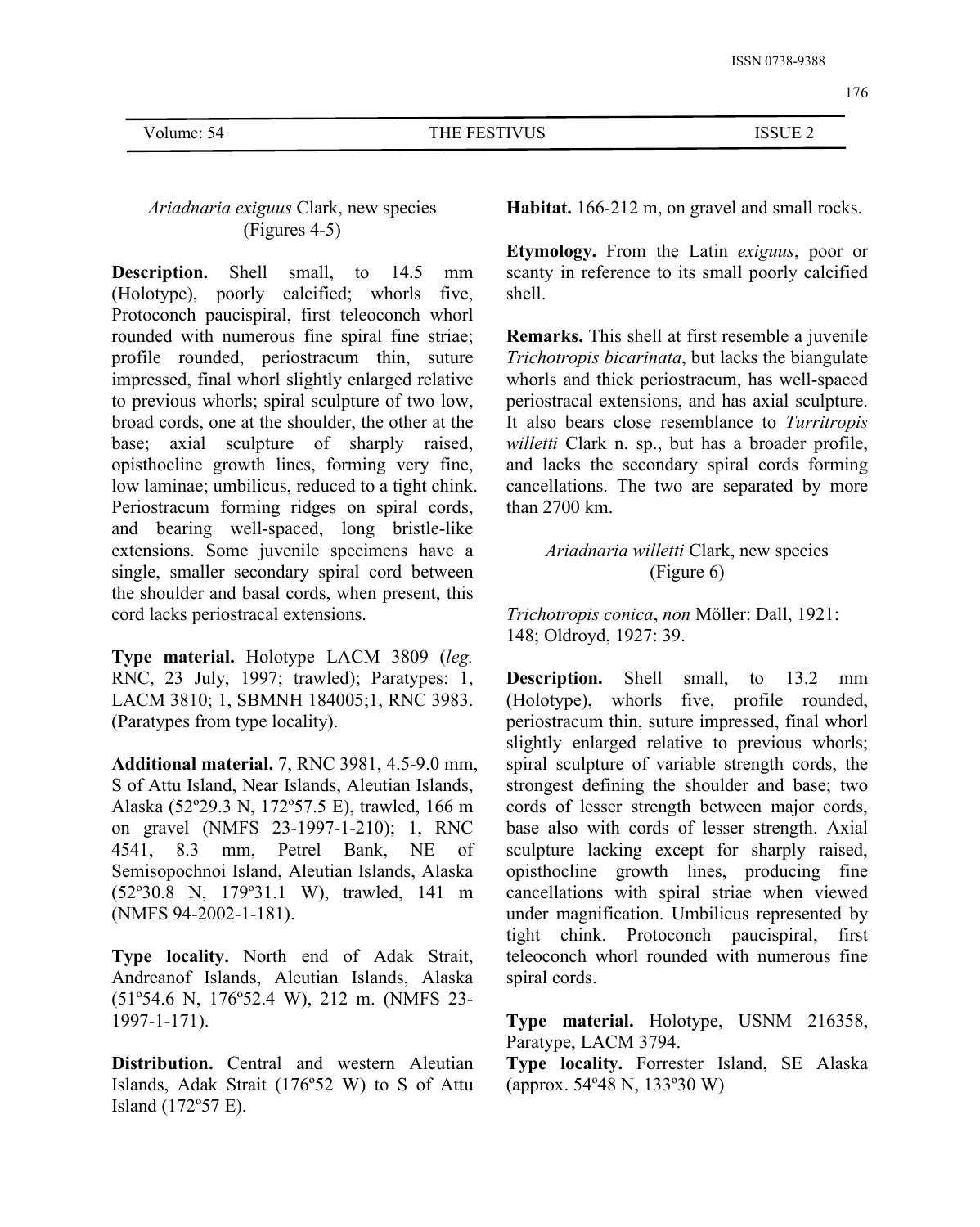### *Ariadnaria exiguus* Clark, new species (Figures 4-5)

**Description.** Shell small, to 14.5 mm (Holotype), poorly calcified; whorls five, Protoconch paucispiral, first teleoconch whorl rounded with numerous fine spiral fine striae; profile rounded, periostracum thin, suture impressed, final whorl slightly enlarged relative to previous whorls; spiral sculpture of two low, broad cords, one at the shoulder, the other at the base; axial sculpture of sharply raised, opisthocline growth lines, forming very fine, low laminae; umbilicus, reduced to a tight chink. Periostracum forming ridges on spiral cords, and bearing well-spaced, long bristle-like extensions. Some juvenile specimens have a single, smaller secondary spiral cord between the shoulder and basal cords, when present, this cord lacks periostracal extensions.

**Type material.** Holotype LACM 3809 (*leg.* RNC, 23 July, 1997; trawled); Paratypes: 1, LACM 3810; 1, SBMNH 184005;1, RNC 3983. (Paratypes from type locality).

**Additional material.** 7, RNC 3981, 4.5-9.0 mm, S of Attu Island, Near Islands, Aleutian Islands, Alaska (52º29.3 N, 172º57.5 E), trawled, 166 m on gravel (NMFS 23-1997-1-210); 1, RNC 4541, 8.3 mm, Petrel Bank, NE of Semisopochnoi Island, Aleutian Islands, Alaska (52º30.8 N, 179º31.1 W), trawled, 141 m (NMFS 94-2002-1-181).

**Type locality.** North end of Adak Strait, Andreanof Islands, Aleutian Islands, Alaska (51º54.6 N, 176º52.4 W), 212 m. (NMFS 23-1997-1-171).

**Distribution.** Central and western Aleutian Islands, Adak Strait (176º52 W) to S of Attu Island (172º57 E).

**Habitat.** 166-212 m, on gravel and small rocks.

**Etymology.** From the Latin *exiguus*, poor or scanty in reference to its small poorly calcified shell.

**Remarks.** This shell at first resemble a juvenile *Trichotropis bicarinata*, but lacks the biangulate whorls and thick periostracum, has well-spaced periostracal extensions, and has axial sculpture. It also bears close resemblance to *Turritropis willetti* Clark n. sp., but has a broader profile, and lacks the secondary spiral cords forming cancellations. The two are separated by more than 2700 km.

### *Ariadnaria willetti* Clark, new species (Figure 6)

*Trichotropis conica*, *non* Möller: Dall, 1921: 148; Oldroyd, 1927: 39.

**Description.** Shell small, to 13.2 mm (Holotype), whorls five, profile rounded, periostracum thin, suture impressed, final whorl slightly enlarged relative to previous whorls; spiral sculpture of variable strength cords, the strongest defining the shoulder and base; two cords of lesser strength between major cords, base also with cords of lesser strength. Axial sculpture lacking except for sharply raised, opisthocline growth lines, producing fine cancellations with spiral striae when viewed under magnification. Umbilicus represented by tight chink. Protoconch paucispiral, first teleoconch whorl rounded with numerous fine spiral cords.

**Type material.** Holotype, USNM 216358, Paratype, LACM 3794.

**Type locality.** Forrester Island, SE Alaska (approx. 54º48 N, 133º30 W)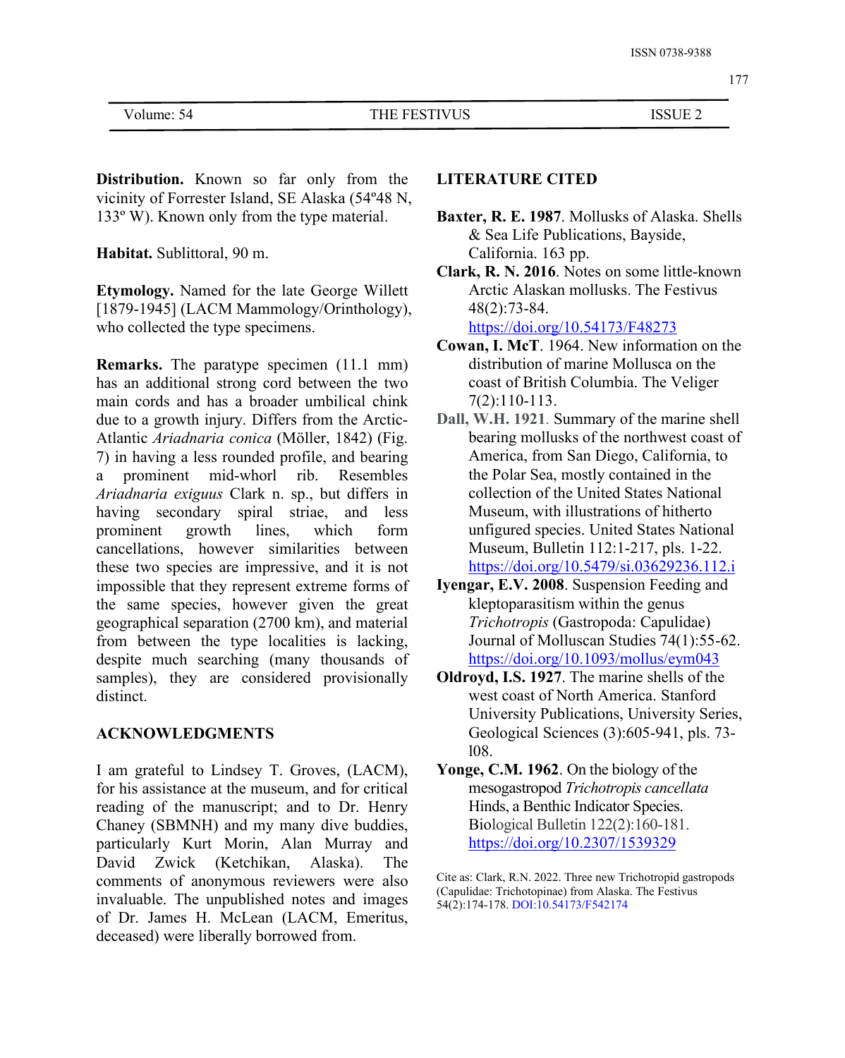**Distribution.** Known so far only from the vicinity of Forrester Island, SE Alaska (54º48 N, 133º W). Known only from the type material.

**Habitat.** Sublittoral, 90 m.

**Etymology.** Named for the late George Willett [1879-1945] (LACM Mammology/Orinthology), who collected the type specimens.

**Remarks.** The paratype specimen (11.1 mm) has an additional strong cord between the two main cords and has a broader umbilical chink due to a growth injury. Differs from the Arctic-Atlantic *Ariadnaria conica* (Möller, 1842) (Fig. 7) in having a less rounded profile, and bearing a prominent mid-whorl rib. Resembles *Ariadnaria exiguus* Clark n. sp., but differs in having secondary spiral striae, and less prominent growth lines, which form cancellations, however similarities between these two species are impressive, and it is not impossible that they represent extreme forms of the same species, however given the great geographical separation (2700 km), and material from between the type localities is lacking, despite much searching (many thousands of samples), they are considered provisionally distinct.

## ACKNOWLEDGMENTS

I am grateful to Lindsey T. Groves, (LACM), for his assistance at the museum, and for critical reading of the manuscript; and to Dr. Henry Chaney (SBMNH) and my many dive buddies, particularly Kurt Morin, Alan Murray and David Zwick (Ketchikan, Alaska). The comments of anonymous reviewers were also invaluable. The unpublished notes and images of Dr. James H. McLean (LACM, Emeritus, deceased) were liberally borrowed from.

## LITERATURE CITED

**Baxter, R. E. 1987**. Mollusks of Alaska. Shells & Sea Life Publications, Bayside, California. 163 pp.

**Clark, R. N. 2016**. Notes on some little-known Arctic Alaskan mollusks. The Festivus 48(2):73-84. https://doi.org/10.54173/F48273

**Cowan, I. McT**. 1964. New information on the distribution of marine Mollusca on the coast of British Columbia. The Veliger 7(2):110-113.

**Dall, W.H. 1921**. Summary of the marine shell bearing mollusks of the northwest coast of America, from San Diego, California, to the Polar Sea, mostly contained in the collection of the United States National Museum, with illustrations of hitherto unfigured species. United States National Museum, Bulletin 112:1-217, pls. 1-22. https://doi.org/10.5479/si.03629236.112.i

**Iyengar, E.V. 2008**. Suspension Feeding and kleptoparasitism within the genus *Trichotropis* (Gastropoda: Capulidae) Journal of Molluscan Studies 74(1):55-62. https://doi.org/10.1093/mollus/eym043

**Oldroyd, I.S. 1927**. The marine shells of the west coast of North America. Stanford University Publications, University Series, Geological Sciences (3):605-941, pls. 73-l08.

**Yonge, C.M. 1962**. On the biology of the mesogastropod *Trichotropis cancellata* Hinds, a Benthic Indicator Species. Biological Bulletin 122(2):160-181. https://doi.org/10.2307/1539329

Cite as: Clark, R.N. 2022. Three new Trichotropid gastropods (Capulidae: Trichotopinae) from Alaska. The Festivus 54(2):174-178. DOI:10.54173/F542174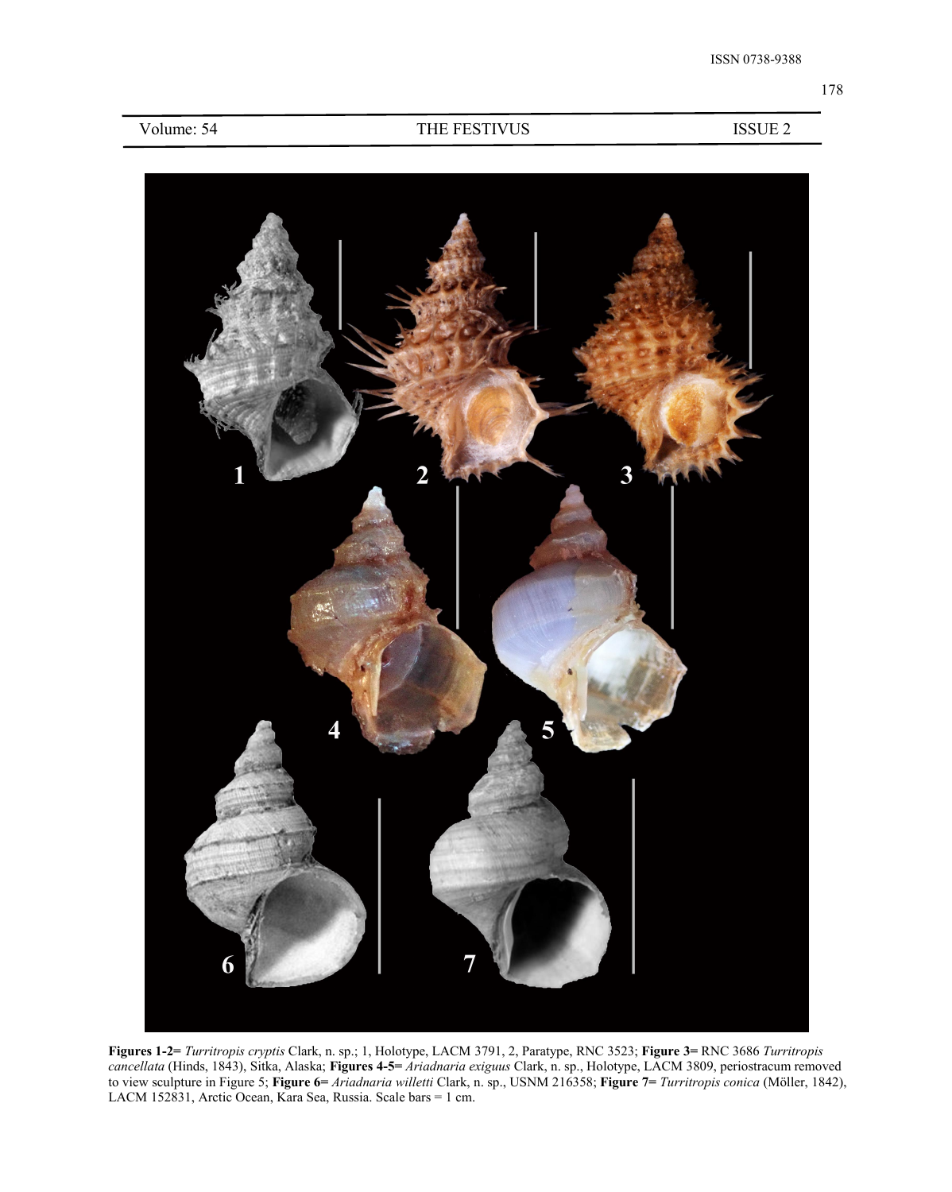**Figures 1-2=** *Turritropis cryptis* Clark, n. sp.; 1, Holotype, LACM 3791, 2, Paratype, RNC 3523; **Figure 3=** RNC 3686 *Turritropis cancellata* (Hinds, 1843), Sitka, Alaska; **Figures 4-5=** *Ariadnaria exiguus* Clark, n. sp., Holotype, LACM 3809, periostracum removed to view sculpture in Figure 5; **Figure 6=** *Ariadnaria willetti* Clark, n. sp., USNM 216358; **Figure 7=** *Turritropis conica* (Möller, 1842), LACM 152831, Arctic Ocean, Kara Sea, Russia. Scale bars = 1 cm.